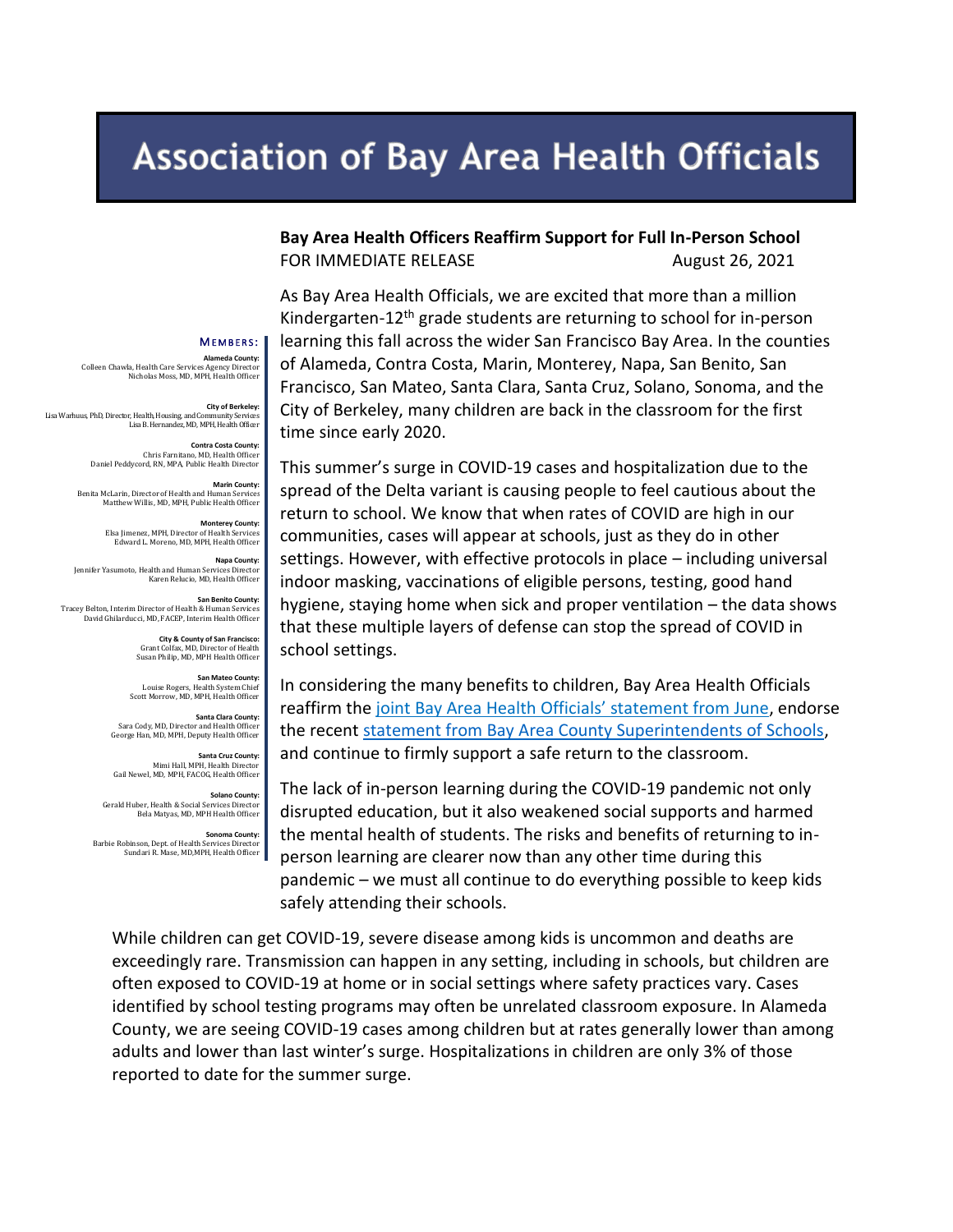# Association of Bay Area Health Officials

**Bay Area Health Officers Reaffirm Support for Full In-Person School**

FOR IMMEDIATE RELEASE August 26, 2021

**MEMBERS:**

**Alameda County:**
Colleen Chawla, Health Care Services Agency Director
Nicholas Moss, MD, MPH, Health Officer

**City of Berkeley:**
Lisa Warhuus, PhD, Director, Health, Housing, and Community Services
Lisa B. Hernandez, MD, MPH, Health Officer

**Contra Costa County:**
Chris Farnitano, MD, Health Officer
Daniel Peddycord, RN, MPA, Public Health Director

**Marin County:**
Benita McLarin, Director of Health and Human Services
Matthew Willis, MD, MPH, Public Health Officer

**Monterey County:**
Elsa Jimenez, MPH, Director of Health Services
Edward L. Moreno, MD, MPH, Health Officer

**Napa County:**
Jennifer Yasumoto, Health and Human Services Director
Karen Relucio, MD, Health Officer

**San Benito County:**
Tracey Belton, Interim Director of Health & Human Services
David Ghilarducci, MD, FACEP, Interim Health Officer

**City & County of San Francisco:**
Grant Colfax, MD, Director of Health
Susan Philip, MD, MPH Health Officer

**San Mateo County:**
Louise Rogers, Health System Chief
Scott Morrow, MD, MPH, Health Officer

**Santa Clara County:**
Sara Cody, MD, Director and Health Officer
George Han, MD, MPH, Deputy Health Officer

**Santa Cruz County:**
Mimi Hall, MPH, Health Director
Gail Newel, MD, MPH, FACOG, Health Officer

**Solano County:**
Gerald Huber, Health & Social Services Director
Bela Matyas, MD, MPH Health Officer

**Sonoma County:**
Barbie Robinson, Dept. of Health Services Director
Sundari R. Mase, MD,MPH, Health Officer

As Bay Area Health Officials, we are excited that more than a million Kindergarten-12th grade students are returning to school for in-person learning this fall across the wider San Francisco Bay Area. In the counties of Alameda, Contra Costa, Marin, Monterey, Napa, San Benito, San Francisco, San Mateo, Santa Clara, Santa Cruz, Solano, Sonoma, and the City of Berkeley, many children are back in the classroom for the first time since early 2020.

This summer's surge in COVID-19 cases and hospitalization due to the spread of the Delta variant is causing people to feel cautious about the return to school. We know that when rates of COVID are high in our communities, cases will appear at schools, just as they do in other settings. However, with effective protocols in place – including universal indoor masking, vaccinations of eligible persons, testing, good hand hygiene, staying home when sick and proper ventilation – the data shows that these multiple layers of defense can stop the spread of COVID in school settings.

In considering the many benefits to children, Bay Area Health Officials reaffirm the joint Bay Area Health Officials' statement from June, endorse the recent statement from Bay Area County Superintendents of Schools, and continue to firmly support a safe return to the classroom.

The lack of in-person learning during the COVID-19 pandemic not only disrupted education, but it also weakened social supports and harmed the mental health of students. The risks and benefits of returning to in-person learning are clearer now than any other time during this pandemic – we must all continue to do everything possible to keep kids safely attending their schools.

While children can get COVID-19, severe disease among kids is uncommon and deaths are exceedingly rare. Transmission can happen in any setting, including in schools, but children are often exposed to COVID-19 at home or in social settings where safety practices vary. Cases identified by school testing programs may often be unrelated classroom exposure. In Alameda County, we are seeing COVID-19 cases among children but at rates generally lower than among adults and lower than last winter's surge. Hospitalizations in children are only 3% of those reported to date for the summer surge.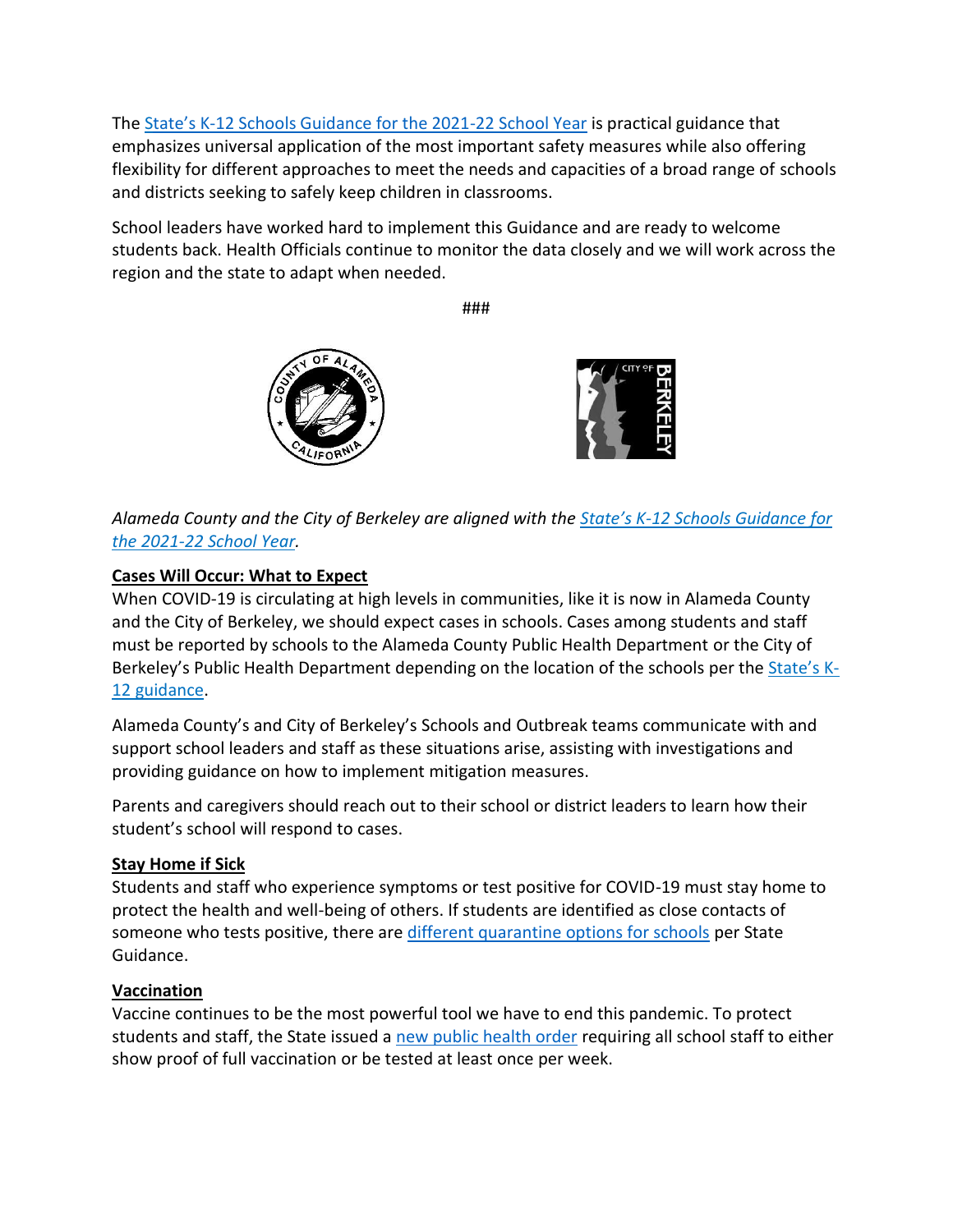The [State's K-12 Schools Guidance for the 2021-22 School Year](#) is practical guidance that emphasizes universal application of the most important safety measures while also offering flexibility for different approaches to meet the needs and capacities of a broad range of schools and districts seeking to safely keep children in classrooms.

School leaders have worked hard to implement this Guidance and are ready to welcome students back. Health Officials continue to monitor the data closely and we will work across the region and the state to adapt when needed.

###

*Alameda County and the City of Berkeley are aligned with the [State's K-12 Schools Guidance for the 2021-22 School Year](#).*

**Cases Will Occur: What to Expect**

When COVID-19 is circulating at high levels in communities, like it is now in Alameda County and the City of Berkeley, we should expect cases in schools. Cases among students and staff must be reported by schools to the Alameda County Public Health Department or the City of Berkeley's Public Health Department depending on the location of the schools per the [State's K-12 guidance](#).

Alameda County's and City of Berkeley's Schools and Outbreak teams communicate with and support school leaders and staff as these situations arise, assisting with investigations and providing guidance on how to implement mitigation measures.

Parents and caregivers should reach out to their school or district leaders to learn how their student's school will respond to cases.

**Stay Home if Sick**

Students and staff who experience symptoms or test positive for COVID-19 must stay home to protect the health and well-being of others. If students are identified as close contacts of someone who tests positive, there are [different quarantine options for schools](#) per State Guidance.

**Vaccination**

Vaccine continues to be the most powerful tool we have to end this pandemic. To protect students and staff, the State issued a [new public health order](#) requiring all school staff to either show proof of full vaccination or be tested at least once per week.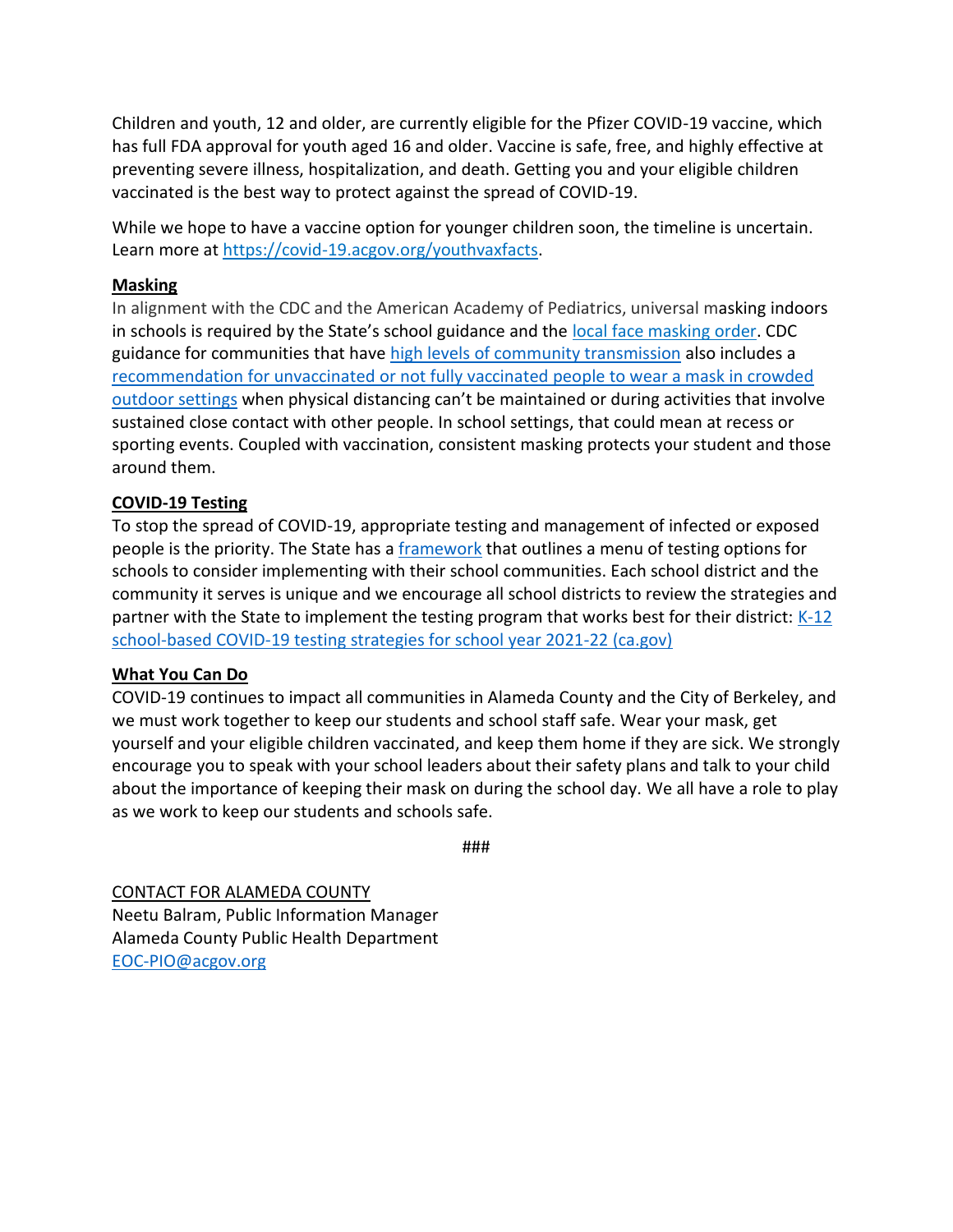Children and youth, 12 and older, are currently eligible for the Pfizer COVID-19 vaccine, which has full FDA approval for youth aged 16 and older. Vaccine is safe, free, and highly effective at preventing severe illness, hospitalization, and death. Getting you and your eligible children vaccinated is the best way to protect against the spread of COVID-19.

While we hope to have a vaccine option for younger children soon, the timeline is uncertain. Learn more at [https://covid-19.acgov.org/youthvaxfacts](https://covid-19.acgov.org/youthvaxfacts).

## Masking

In alignment with the CDC and the American Academy of Pediatrics, universal masking indoors in schools is required by the State's school guidance and the [local face masking order](). CDC guidance for communities that have [high levels of community transmission]() also includes a [recommendation for unvaccinated or not fully vaccinated people to wear a mask in crowded outdoor settings]() when physical distancing can't be maintained or during activities that involve sustained close contact with other people. In school settings, that could mean at recess or sporting events. Coupled with vaccination, consistent masking protects your student and those around them.

## COVID-19 Testing

To stop the spread of COVID-19, appropriate testing and management of infected or exposed people is the priority. The State has a [framework]() that outlines a menu of testing options for schools to consider implementing with their school communities. Each school district and the community it serves is unique and we encourage all school districts to review the strategies and partner with the State to implement the testing program that works best for their district: [K-12 school-based COVID-19 testing strategies for school year 2021-22 (ca.gov)]()

## What You Can Do

COVID-19 continues to impact all communities in Alameda County and the City of Berkeley, and we must work together to keep our students and school staff safe. Wear your mask, get yourself and your eligible children vaccinated, and keep them home if they are sick. We strongly encourage you to speak with your school leaders about their safety plans and talk to your child about the importance of keeping their mask on during the school day. We all have a role to play as we work to keep our students and schools safe.

###

CONTACT FOR ALAMEDA COUNTY
Neetu Balram, Public Information Manager
Alameda County Public Health Department
[EOC-PIO@acgov.org](mailto:EOC-PIO@acgov.org)